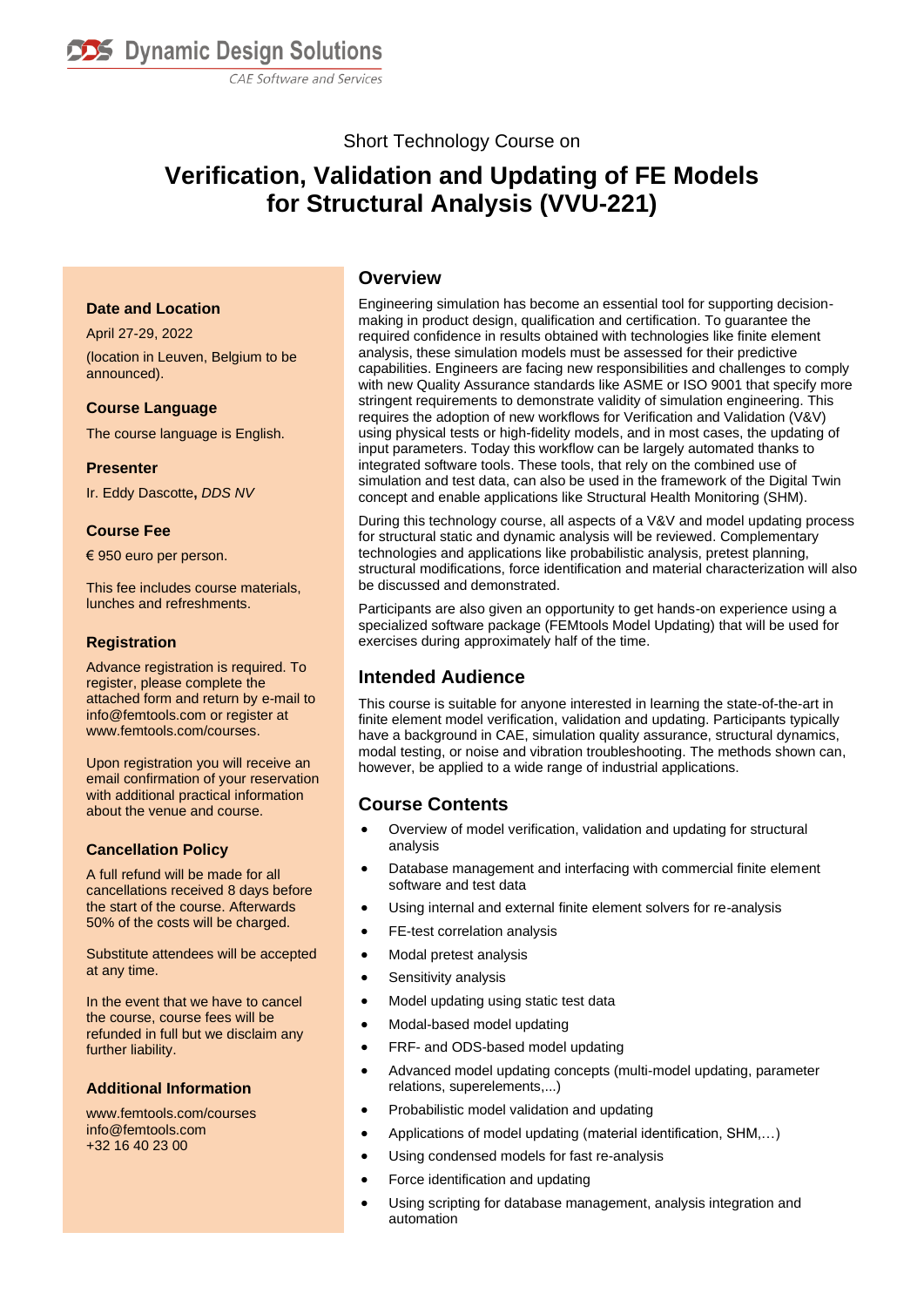**Dynamic Design Solutions**

*CAE Software and Services*

Short Technology Course on

# Verification, Validation and Updating of FE Models for Structural Analysis (VVU-221)

## Overview

Engineering simulation has become an essential tool for supporting decision-making in product design, qualification and certification. To guarantee the required confidence in results obtained with technologies like finite element analysis, these simulation models must be assessed for their predictive capabilities. Engineers are facing new responsibilities and challenges to comply with new Quality Assurance standards like ASME or ISO 9001 that specify more stringent requirements to demonstrate validity of simulation engineering. This requires the adoption of new workflows for Verification and Validation (V&V) using physical tests or high-fidelity models, and in most cases, the updating of input parameters. Today this workflow can be largely automated thanks to integrated software tools. These tools, that rely on the combined use of simulation and test data, can also be used in the framework of the Digital Twin concept and enable applications like Structural Health Monitoring (SHM).

During this technology course, all aspects of a V&V and model updating process for structural static and dynamic analysis will be reviewed. Complementary technologies and applications like probabilistic analysis, pretest planning, structural modifications, force identification and material characterization will also be discussed and demonstrated.

Participants are also given an opportunity to get hands-on experience using a specialized software package (FEMtools Model Updating) that will be used for exercises during approximately half of the time.

## Intended Audience

This course is suitable for anyone interested in learning the state-of-the-art in finite element model verification, validation and updating. Participants typically have a background in CAE, simulation quality assurance, structural dynamics, modal testing, or noise and vibration troubleshooting. The methods shown can, however, be applied to a wide range of industrial applications.

## Course Contents

- Overview of model verification, validation and updating for structural analysis
- Database management and interfacing with commercial finite element software and test data
- Using internal and external finite element solvers for re-analysis
- FE-test correlation analysis
- Modal pretest analysis
- Sensitivity analysis
- Model updating using static test data
- Modal-based model updating
- FRF- and ODS-based model updating
- Advanced model updating concepts (multi-model updating, parameter relations, superelements,...)
- Probabilistic model validation and updating
- Applications of model updating (material identification, SHM,…)
- Using condensed models for fast re-analysis
- Force identification and updating
- Using scripting for database management, analysis integration and automation

### Date and Location

April 27-29, 2022

(location in Leuven, Belgium to be announced).

### Course Language

The course language is English.

### Presenter

Ir. Eddy Dascotte**,** *DDS NV*

### Course Fee

€ 950 euro per person.

This fee includes course materials, lunches and refreshments.

### Registration

Advance registration is required. To register, please complete the attached form and return by e-mail to info@femtools.com or register at www.femtools.com/courses.

Upon registration you will receive an email confirmation of your reservation with additional practical information about the venue and course.

### Cancellation Policy

A full refund will be made for all cancellations received 8 days before the start of the course. Afterwards 50% of the costs will be charged.

Substitute attendees will be accepted at any time.

In the event that we have to cancel the course, course fees will be refunded in full but we disclaim any further liability.

### Additional Information

www.femtools.com/courses
info@femtools.com
+32 16 40 23 00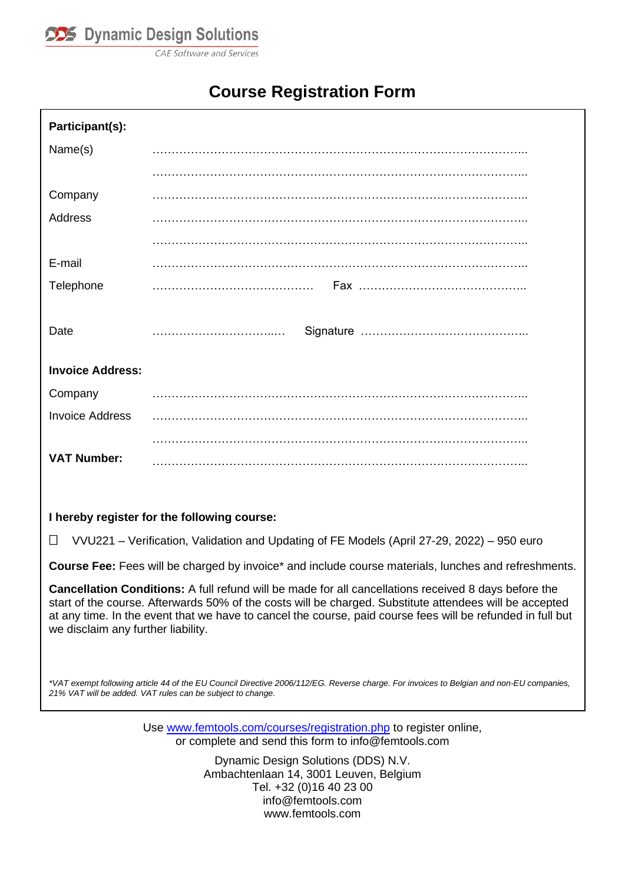Dynamic Design Solutions
CAE Software and Services

# Course Registration Form

**Participant(s):**

Name(s) ……………………………………………………………………………………..

……………………………………………………………………………………..

Company ……………………………………………………………………………………..

Address ……………………………………………………………………………………..

……………………………………………………………………………………..

E-mail ……………………………………………………………………………………..

Telephone …………………………………… Fax ……………………………………..

Date …………………………..… Signature ……………………………………..

**Invoice Address:**

Company ……………………………………………………………………………………..

Invoice Address ……………………………………………………………………………………..

……………………………………………………………………………………..

**VAT Number:** ……………………………………………………………………………………..

**I hereby register for the following course:**

☐ VVU221 – Verification, Validation and Updating of FE Models (April 27-29, 2022) – 950 euro

**Course Fee:** Fees will be charged by invoice* and include course materials, lunches and refreshments.

**Cancellation Conditions:** A full refund will be made for all cancellations received 8 days before the start of the course. Afterwards 50% of the costs will be charged. Substitute attendees will be accepted at any time. In the event that we have to cancel the course, paid course fees will be refunded in full but we disclaim any further liability.

*\*VAT exempt following article 44 of the EU Council Directive 2006/112/EG. Reverse charge. For invoices to Belgian and non-EU companies, 21% VAT will be added. VAT rules can be subject to change.*

Use [www.femtools.com/courses/registration.php](www.femtools.com/courses/registration.php) to register online,
or complete and send this form to info@femtools.com

Dynamic Design Solutions (DDS) N.V.
Ambachtenlaan 14, 3001 Leuven, Belgium
Tel. +32 (0)16 40 23 00
info@femtools.com
www.femtools.com